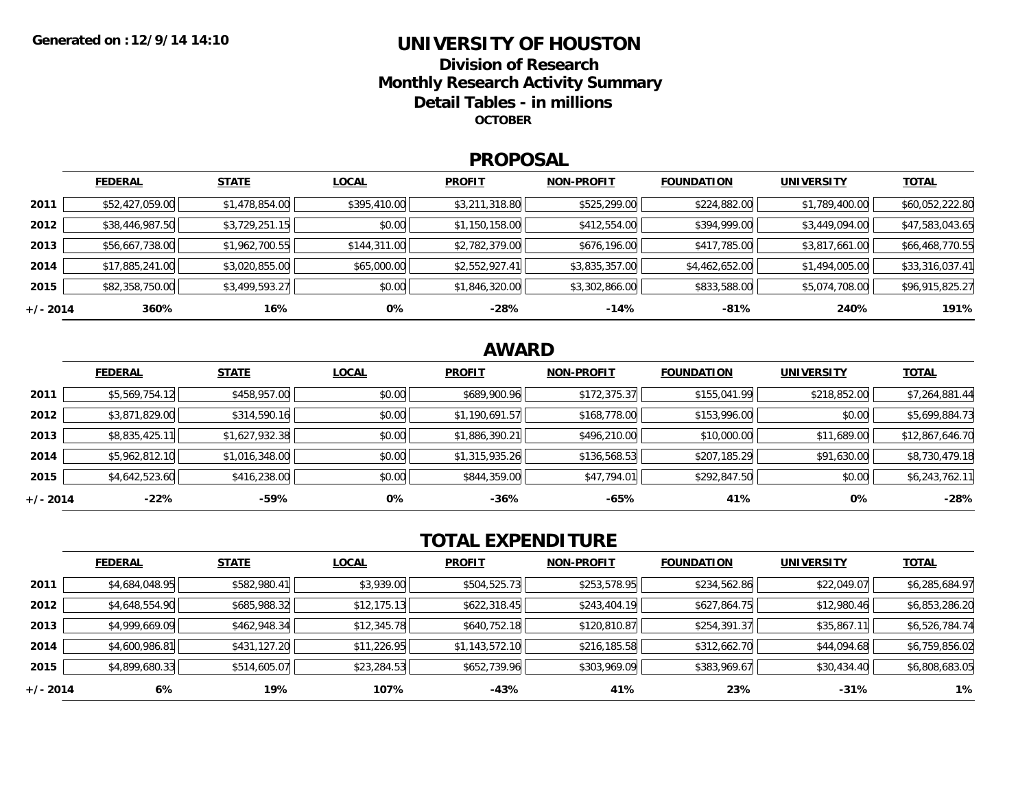Generated on :12/9/14 14:10

# UNIVERSITY OF HOUSTON

## Division of Research

## Monthly Research Activity Summary

## Detail Tables - in millions

**OCTOBER**

## PROPOSAL

| | FEDERAL | STATE | LOCAL | PROFIT | NON-PROFIT | FOUNDATION | UNIVERSITY | TOTAL |
|---|---|---|---|---|---|---|---|---|
| **2011** | $52,427,059.00 | $1,478,854.00 | $395,410.00 | $3,211,318.80 | $525,299.00 | $224,882.00 | $1,789,400.00 | $60,052,222.80 |
| **2012** | $38,446,987.50 | $3,729,251.15 | $0.00 | $1,150,158.00 | $412,554.00 | $394,999.00 | $3,449,094.00 | $47,583,043.65 |
| **2013** | $56,667,738.00 | $1,962,700.55 | $144,311.00 | $2,782,379.00 | $676,196.00 | $417,785.00 | $3,817,661.00 | $66,468,770.55 |
| **2014** | $17,885,241.00 | $3,020,855.00 | $65,000.00 | $2,552,927.41 | $3,835,357.00 | $4,462,652.00 | $1,494,005.00 | $33,316,037.41 |
| **2015** | $82,358,750.00 | $3,499,593.27 | $0.00 | $1,846,320.00 | $3,302,866.00 | $833,588.00 | $5,074,708.00 | $96,915,825.27 |
| **+/- 2014** | **360%** | **16%** | **0%** | **-28%** | **-14%** | **-81%** | **240%** | **191%** |

## AWARD

| | FEDERAL | STATE | LOCAL | PROFIT | NON-PROFIT | FOUNDATION | UNIVERSITY | TOTAL |
|---|---|---|---|---|---|---|---|---|
| **2011** | $5,569,754.12 | $458,957.00 | $0.00 | $689,900.96 | $172,375.37 | $155,041.99 | $218,852.00 | $7,264,881.44 |
| **2012** | $3,871,829.00 | $314,590.16 | $0.00 | $1,190,691.57 | $168,778.00 | $153,996.00 | $0.00 | $5,699,884.73 |
| **2013** | $8,835,425.11 | $1,627,932.38 | $0.00 | $1,886,390.21 | $496,210.00 | $10,000.00 | $11,689.00 | $12,867,646.70 |
| **2014** | $5,962,812.10 | $1,016,348.00 | $0.00 | $1,315,935.26 | $136,568.53 | $207,185.29 | $91,630.00 | $8,730,479.18 |
| **2015** | $4,642,523.60 | $416,238.00 | $0.00 | $844,359.00 | $47,794.01 | $292,847.50 | $0.00 | $6,243,762.11 |
| **+/- 2014** | **-22%** | **-59%** | **0%** | **-36%** | **-65%** | **41%** | **0%** | **-28%** |

## TOTAL EXPENDITURE

| | FEDERAL | STATE | LOCAL | PROFIT | NON-PROFIT | FOUNDATION | UNIVERSITY | TOTAL |
|---|---|---|---|---|---|---|---|---|
| **2011** | $4,684,048.95 | $582,980.41 | $3,939.00 | $504,525.73 | $253,578.95 | $234,562.86 | $22,049.07 | $6,285,684.97 |
| **2012** | $4,648,554.90 | $685,988.32 | $12,175.13 | $622,318.45 | $243,404.19 | $627,864.75 | $12,980.46 | $6,853,286.20 |
| **2013** | $4,999,669.09 | $462,948.34 | $12,345.78 | $640,752.18 | $120,810.87 | $254,391.37 | $35,867.11 | $6,526,784.74 |
| **2014** | $4,600,986.81 | $431,127.20 | $11,226.95 | $1,143,572.10 | $216,185.58 | $312,662.70 | $44,094.68 | $6,759,856.02 |
| **2015** | $4,899,680.33 | $514,605.07 | $23,284.53 | $652,739.96 | $303,969.09 | $383,969.67 | $30,434.40 | $6,808,683.05 |
| **+/- 2014** | **6%** | **19%** | **107%** | **-43%** | **41%** | **23%** | **-31%** | **1%** |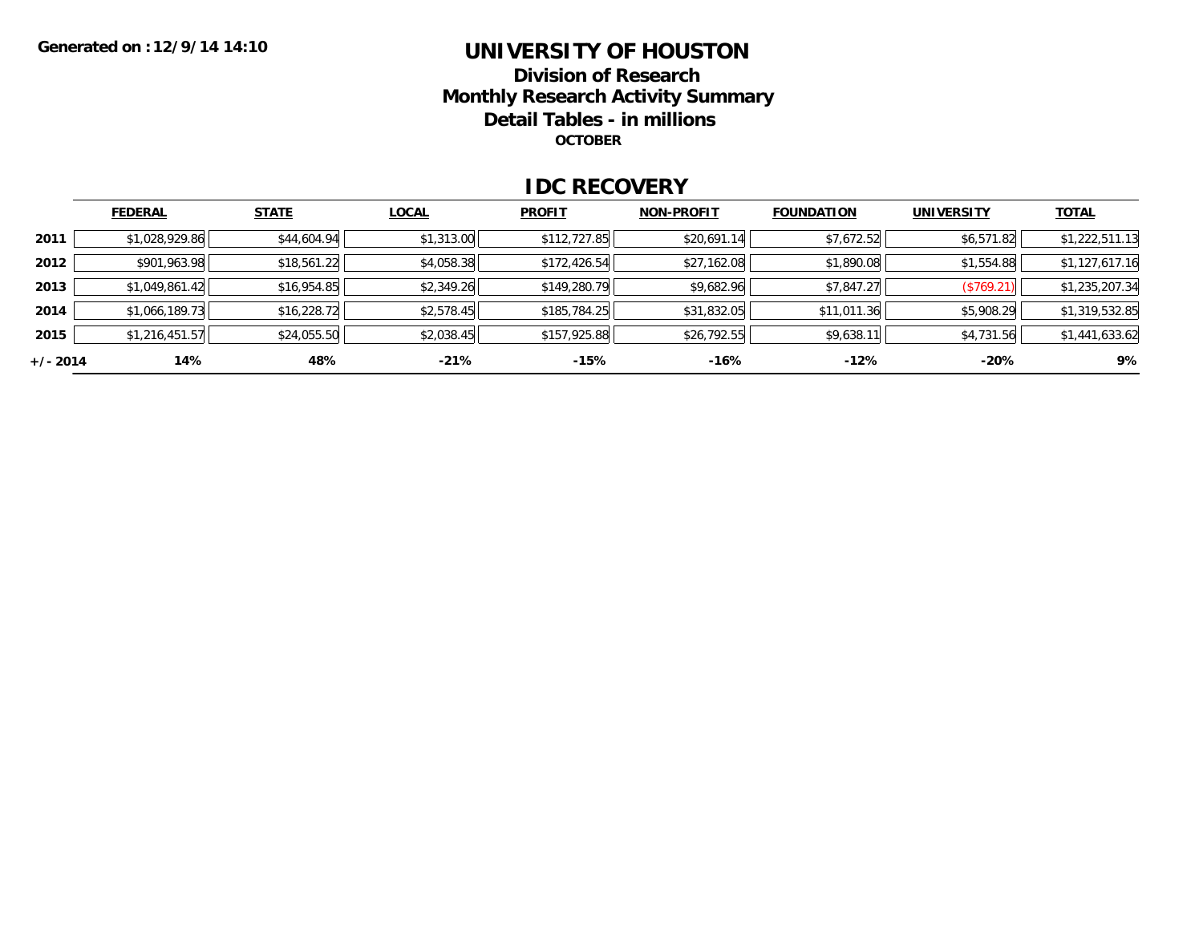Generated on :12/9/14 14:10

# UNIVERSITY OF HOUSTON

## Division of Research
## Monthly Research Activity Summary
## Detail Tables - in millions

**OCTOBER**

## IDC RECOVERY

| | FEDERAL | STATE | LOCAL | PROFIT | NON-PROFIT | FOUNDATION | UNIVERSITY | TOTAL |
|---|---|---|---|---|---|---|---|---|
| **2011** | $1,028,929.86 | $44,604.94 | $1,313.00 | $112,727.85 | $20,691.14 | $7,672.52 | $6,571.82 | $1,222,511.13 |
| **2012** | $901,963.98 | $18,561.22 | $4,058.38 | $172,426.54 | $27,162.08 | $1,890.08 | $1,554.88 | $1,127,617.16 |
| **2013** | $1,049,861.42 | $16,954.85 | $2,349.26 | $149,280.79 | $9,682.96 | $7,847.27 | ($769.21) | $1,235,207.34 |
| **2014** | $1,066,189.73 | $16,228.72 | $2,578.45 | $185,784.25 | $31,832.05 | $11,011.36 | $5,908.29 | $1,319,532.85 |
| **2015** | $1,216,451.57 | $24,055.50 | $2,038.45 | $157,925.88 | $26,792.55 | $9,638.11 | $4,731.56 | $1,441,633.62 |
| **+/- 2014** | **14%** | **48%** | **-21%** | **-15%** | **-16%** | **-12%** | **-20%** | **9%** |